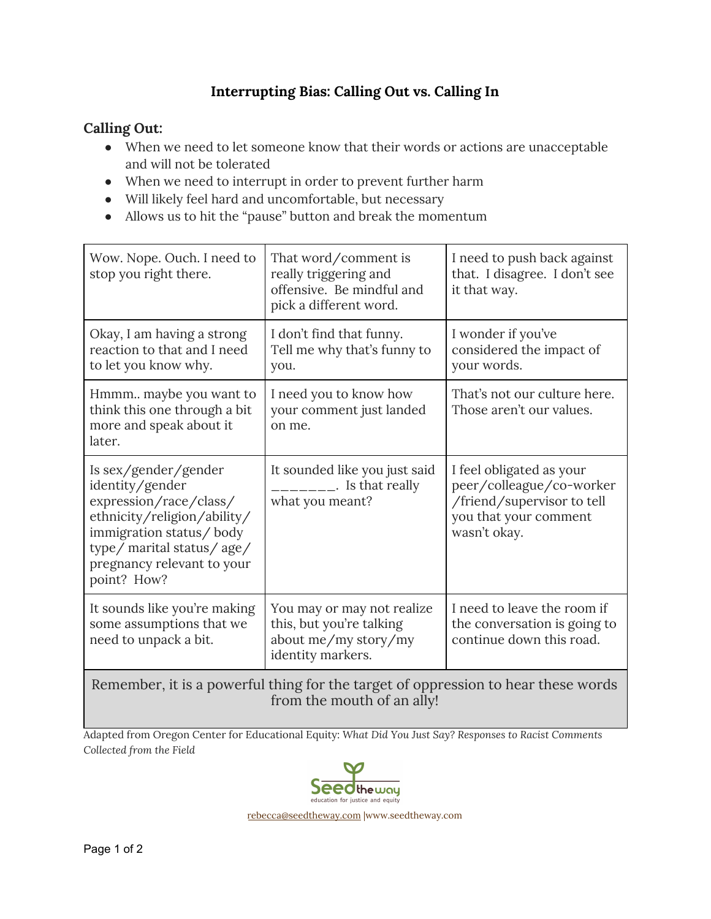# Interrupting Bias: Calling Out vs. Calling In

## Calling Out:

- When we need to let someone know that their words or actions are unacceptable and will not be tolerated
- When we need to interrupt in order to prevent further harm
- Will likely feel hard and uncomfortable, but necessary
- Allows us to hit the "pause" button and break the momentum

| | | |
|---|---|---|
| Wow. Nope. Ouch. I need to stop you right there. | That word/comment is really triggering and offensive. Be mindful and pick a different word. | I need to push back against that. I disagree. I don't see it that way. |
| Okay, I am having a strong reaction to that and I need to let you know why. | I don't find that funny. Tell me why that's funny to you. | I wonder if you've considered the impact of your words. |
| Hmmm.. maybe you want to think this one through a bit more and speak about it later. | I need you to know how your comment just landed on me. | That's not our culture here. Those aren't our values. |
| Is sex/gender/gender identity/gender expression/race/class/ ethnicity/religion/ability/ immigration status/ body type/ marital status/ age/ pregnancy relevant to your point? How? | It sounded like you just said _______. Is that really what you meant? | I feel obligated as your peer/colleague/co-worker /friend/supervisor to tell you that your comment wasn't okay. |
| It sounds like you're making some assumptions that we need to unpack a bit. | You may or may not realize this, but you're talking about me/my story/my identity markers. | I need to leave the room if the conversation is going to continue down this road. |
| Remember, it is a powerful thing for the target of oppression to hear these words from the mouth of an ally! | | |

Adapted from Oregon Center for Educational Equity: *What Did You Just Say? Responses to Racist Comments Collected from the Field*

Seed the way
education for justice and equity

rebecca@seedtheway.com |www.seedtheway.com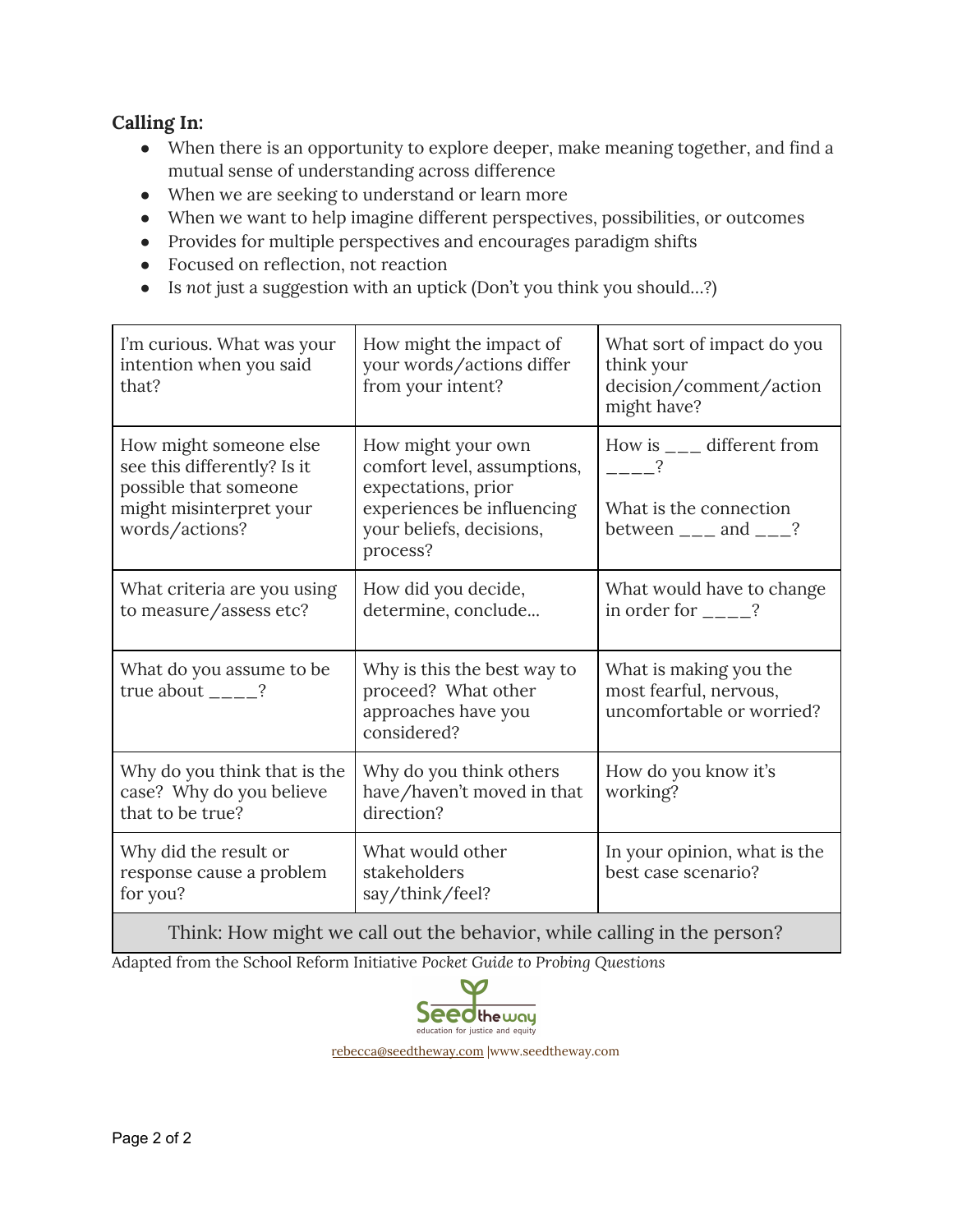**Calling In:**

- When there is an opportunity to explore deeper, make meaning together, and find a mutual sense of understanding across difference
- When we are seeking to understand or learn more
- When we want to help imagine different perspectives, possibilities, or outcomes
- Provides for multiple perspectives and encourages paradigm shifts
- Focused on reflection, not reaction
- Is *not* just a suggestion with an uptick (Don't you think you should…?)

| | | |
|---|---|---|
| I'm curious. What was your intention when you said that? | How might the impact of your words/actions differ from your intent? | What sort of impact do you think your decision/comment/action might have? |
| How might someone else see this differently? Is it possible that someone might misinterpret your words/actions? | How might your own comfort level, assumptions, expectations, prior experiences be influencing your beliefs, decisions, process? | How is ___ different from ____? <br><br> What is the connection between ___ and ___? |
| What criteria are you using to measure/assess etc? | How did you decide, determine, conclude… | What would have to change in order for ____? |
| What do you assume to be true about ____? | Why is this the best way to proceed? What other approaches have you considered? | What is making you the most fearful, nervous, uncomfortable or worried? |
| Why do you think that is the case? Why do you believe that to be true? | Why do you think others have/haven't moved in that direction? | How do you know it's working? |
| Why did the result or response cause a problem for you? | What would other stakeholders say/think/feel? | In your opinion, what is the best case scenario? |
| Think: How might we call out the behavior, while calling in the person? | | |

Adapted from the School Reform Initiative *Pocket Guide to Probing Questions*

Seed the way
education for justice and equity

rebecca@seedtheway.com |www.seedtheway.com